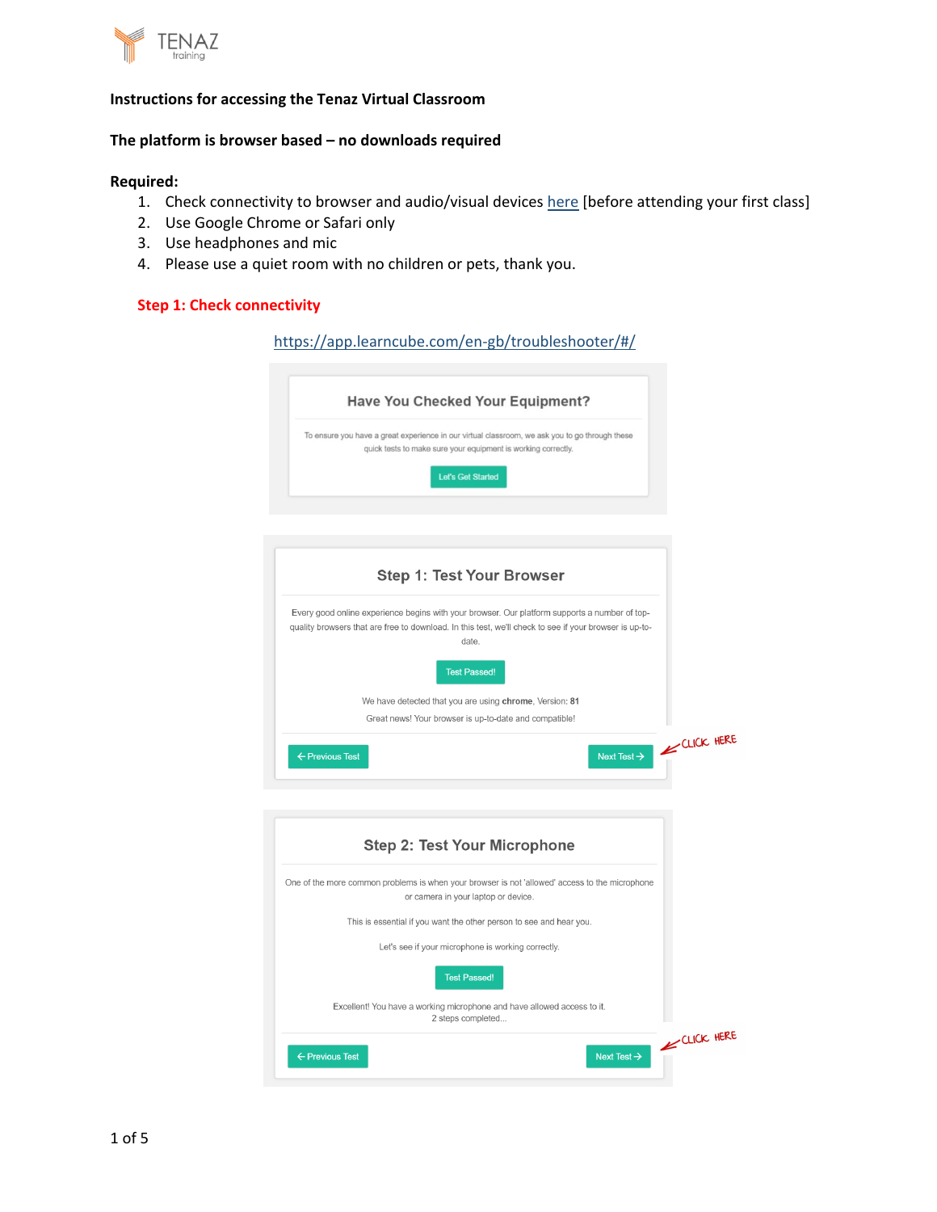TENAZ training

**Instructions for accessing the Tenaz Virtual Classroom**

**The platform is browser based – no downloads required**

**Required:**

1. Check connectivity to browser and audio/visual devices [here](https://app.learncube.com/en-gb/troubleshooter/#/) [before attending your first class]
2. Use Google Chrome or Safari only
3. Use headphones and mic
4. Please use a quiet room with no children or pets, thank you.

**Step 1: Check connectivity**

https://app.learncube.com/en-gb/troubleshooter/#/

**Have You Checked Your Equipment?**

To ensure you have a great experience in our virtual classroom, we ask you to go through these quick tests to make sure your equipment is working correctly.

Let's Get Started

**Step 1: Test Your Browser**

Every good online experience begins with your browser. Our platform supports a number of top-quality browsers that are free to download. In this test, we'll check to see if your browser is up-to-date.

Test Passed!

We have detected that you are using **chrome**, Version: **81**

Great news! Your browser is up-to-date and compatible!

← Previous Test | Next Test → ← CLICK HERE

**Step 2: Test Your Microphone**

One of the more common problems is when your browser is not 'allowed' access to the microphone or camera in your laptop or device.

This is essential if you want the other person to see and hear you.

Let's see if your microphone is working correctly.

Test Passed!

Excellent! You have a working microphone and have allowed access to it.
2 steps completed...

← Previous Test | Next Test → ← CLICK HERE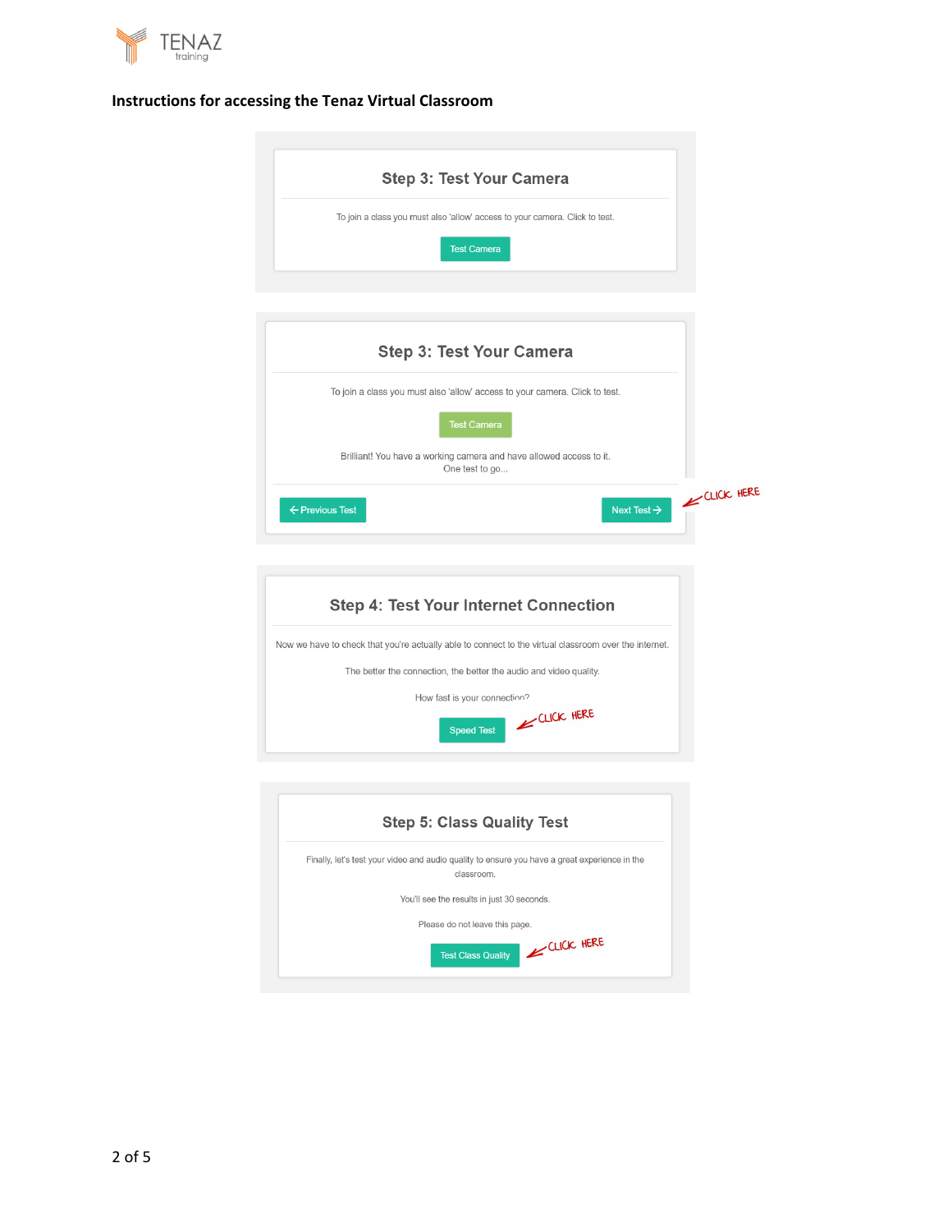**Instructions for accessing the Tenaz Virtual Classroom**

### Step 3: Test Your Camera

To join a class you must also 'allow' access to your camera. Click to test.

Test Camera

### Step 3: Test Your Camera

To join a class you must also 'allow' access to your camera. Click to test.

Test Camera

Brilliant! You have a working camera and have allowed access to it.
One test to go...

← Previous Test

Next Test → ← CLICK HERE

### Step 4: Test Your Internet Connection

Now we have to check that you're actually able to connect to the virtual classroom over the internet.

The better the connection, the better the audio and video quality.

How fast is your connection?

Speed Test ← CLICK HERE

### Step 5: Class Quality Test

Finally, let's test your video and audio quality to ensure you have a great experience in the classroom.

You'll see the results in just 30 seconds.

Please do not leave this page.

Test Class Quality ← CLICK HERE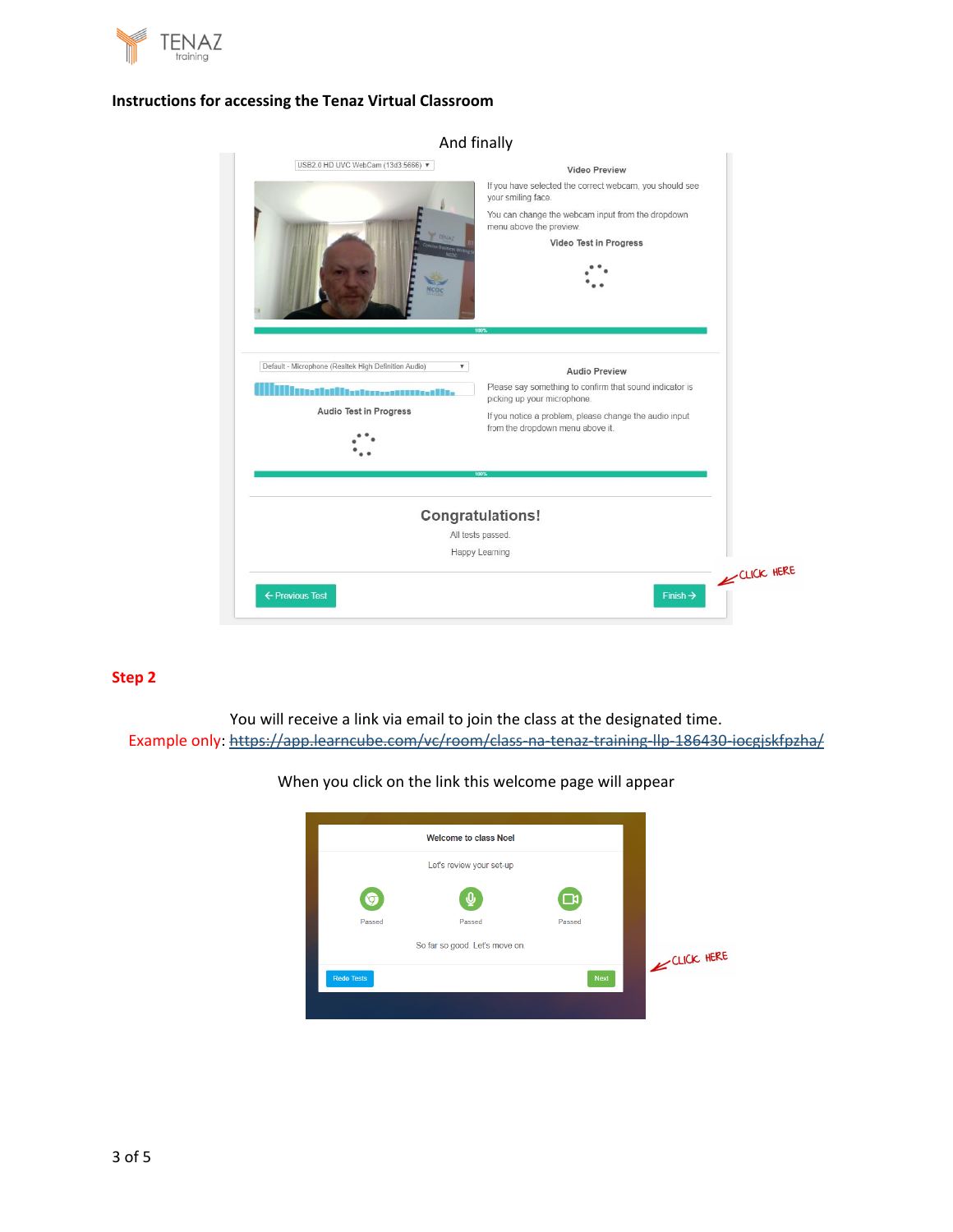**Instructions for accessing the Tenaz Virtual Classroom**

And finally

## Step 2

You will receive a link via email to join the class at the designated time.

Example only: https://app.learncube.com/vc/room/class-na-tenaz-training-llp-186430-iocgjskfpzha/

When you click on the link this welcome page will appear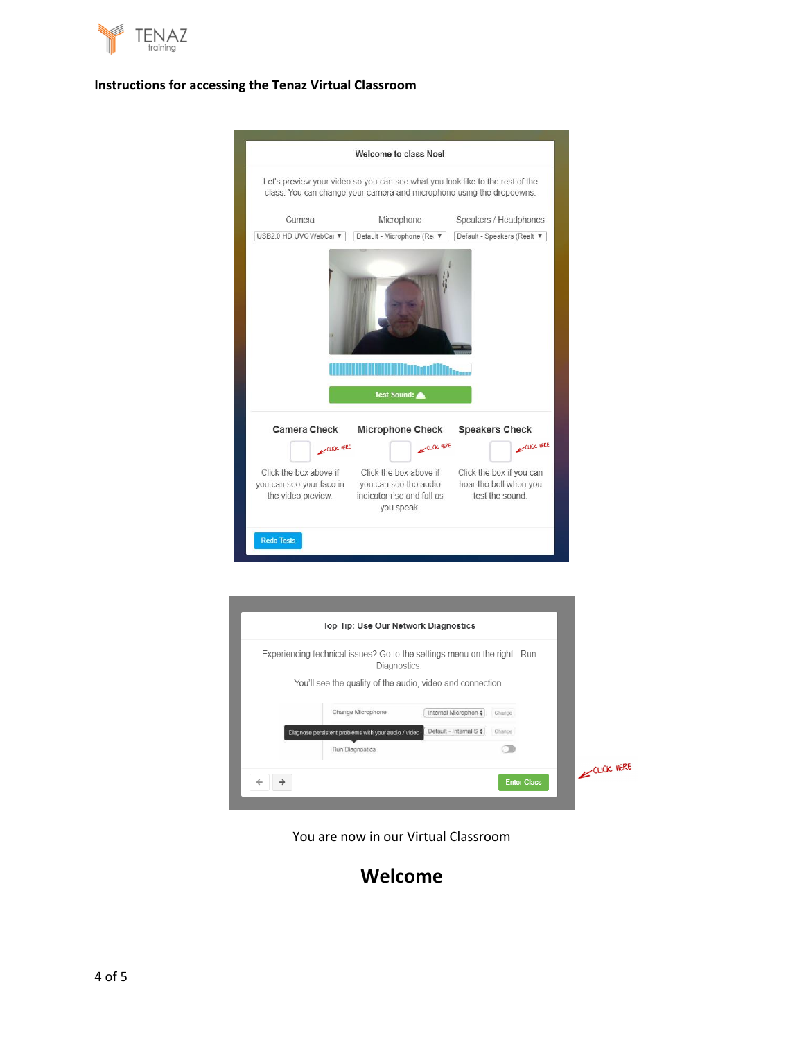## Instructions for accessing the Tenaz Virtual Classroom

Welcome to class Noel

Let's preview your video so you can see what you look like to the rest of the class. You can change your camera and microphone using the dropdowns.

Camera | Microphone | Speakers / Headphones

Test Sound:

**Camera Check** — CLICK HERE — Click the box above if you can see your face in the video preview.

**Microphone Check** — CLICK HERE — Click the box above if you can see the audio indicator rise and fall as you speak.

**Speakers Check** — CLICK HERE — Click the box if you can hear the bell when you test the sound.

Redo Tests

Top Tip: Use Our Network Diagnostics

Experiencing technical issues? Go to the settings menu on the right - Run Diagnostics.

You'll see the quality of the audio, video and connection.

Change Microphone

Diagnose persistent problems with your audio / video

Run Diagnostics

Enter Class — CLICK HERE

You are now in our Virtual Classroom

# Welcome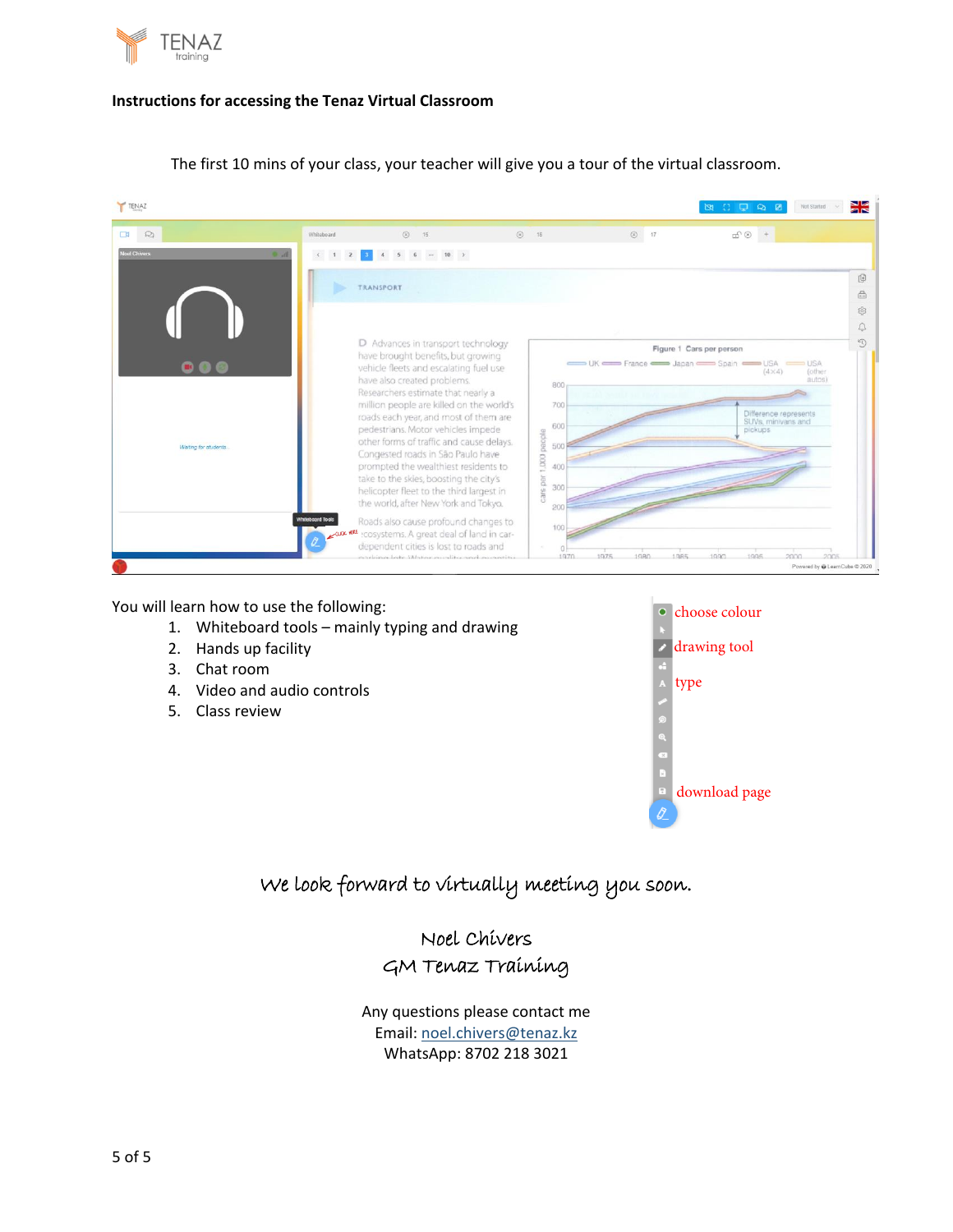**Instructions for accessing the Tenaz Virtual Classroom**

The first 10 mins of your class, your teacher will give you a tour of the virtual classroom.

You will learn how to use the following:

1. Whiteboard tools – mainly typing and drawing
2. Hands up facility
3. Chat room
4. Video and audio controls
5. Class review

choose colour

drawing tool

type

download page

*We look forward to virtually meeting you soon.*

*Noel Chivers*
*GM Tenaz Training*

Any questions please contact me
Email: noel.chivers@tenaz.kz
WhatsApp: 8702 218 3021